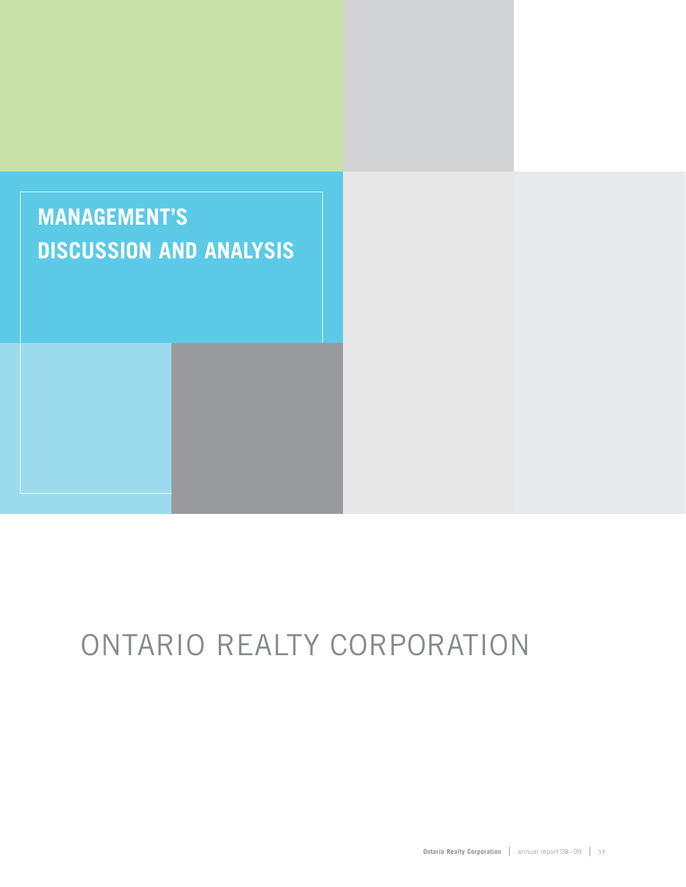# MANAGEMENT'S DISCUSSION AND ANALYSIS

ONTARIO REALTY CORPORATION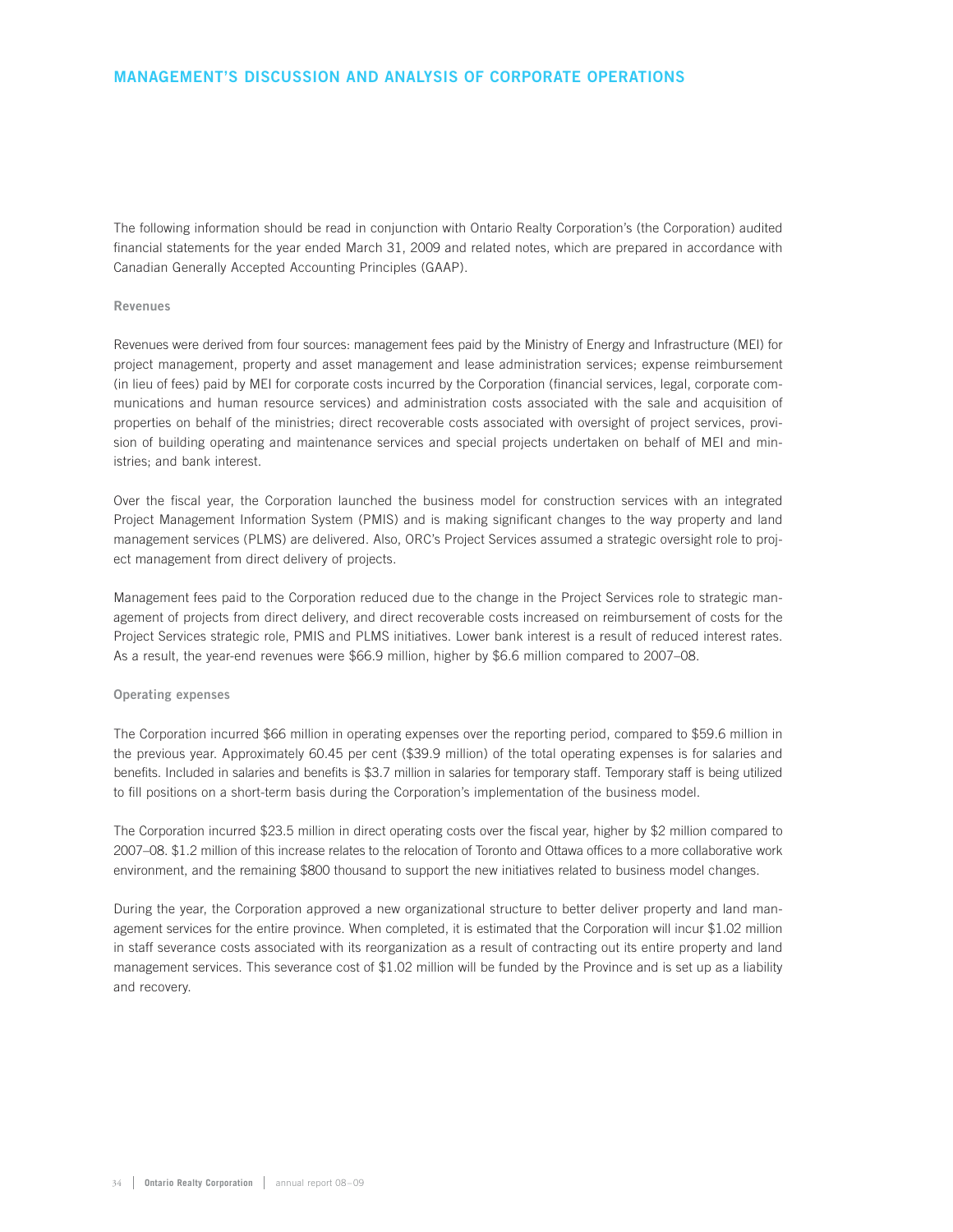# MANAGEMENT'S DISCUSSION AND ANALYSIS OF CORPORATE OPERATIONS

The following information should be read in conjunction with Ontario Realty Corporation's (the Corporation) audited financial statements for the year ended March 31, 2009 and related notes, which are prepared in accordance with Canadian Generally Accepted Accounting Principles (GAAP).

## Revenues

Revenues were derived from four sources: management fees paid by the Ministry of Energy and Infrastructure (MEI) for project management, property and asset management and lease administration services; expense reimbursement (in lieu of fees) paid by MEI for corporate costs incurred by the Corporation (financial services, legal, corporate communications and human resource services) and administration costs associated with the sale and acquisition of properties on behalf of the ministries; direct recoverable costs associated with oversight of project services, provision of building operating and maintenance services and special projects undertaken on behalf of MEI and ministries; and bank interest.

Over the fiscal year, the Corporation launched the business model for construction services with an integrated Project Management Information System (PMIS) and is making significant changes to the way property and land management services (PLMS) are delivered. Also, ORC's Project Services assumed a strategic oversight role to project management from direct delivery of projects.

Management fees paid to the Corporation reduced due to the change in the Project Services role to strategic management of projects from direct delivery, and direct recoverable costs increased on reimbursement of costs for the Project Services strategic role, PMIS and PLMS initiatives. Lower bank interest is a result of reduced interest rates. As a result, the year-end revenues were $66.9 million, higher by $6.6 million compared to 2007–08.

## Operating expenses

The Corporation incurred $66 million in operating expenses over the reporting period, compared to $59.6 million in the previous year. Approximately 60.45 per cent ($39.9 million) of the total operating expenses is for salaries and benefits. Included in salaries and benefits is $3.7 million in salaries for temporary staff. Temporary staff is being utilized to fill positions on a short-term basis during the Corporation's implementation of the business model.

The Corporation incurred $23.5 million in direct operating costs over the fiscal year, higher by $2 million compared to 2007–08. $1.2 million of this increase relates to the relocation of Toronto and Ottawa offices to a more collaborative work environment, and the remaining $800 thousand to support the new initiatives related to business model changes.

During the year, the Corporation approved a new organizational structure to better deliver property and land management services for the entire province. When completed, it is estimated that the Corporation will incur $1.02 million in staff severance costs associated with its reorganization as a result of contracting out its entire property and land management services. This severance cost of $1.02 million will be funded by the Province and is set up as a liability and recovery.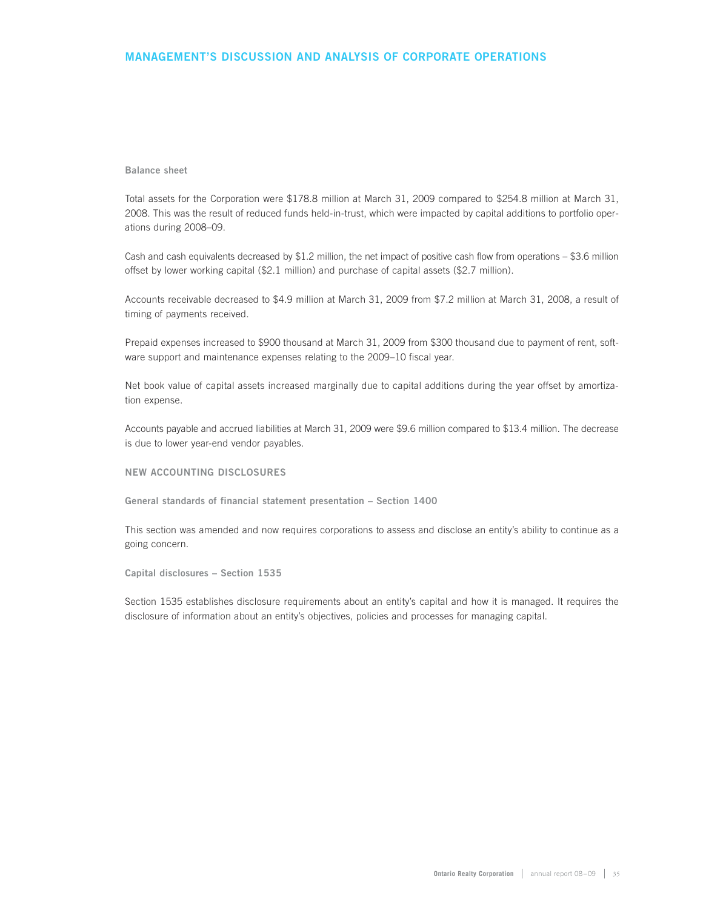## MANAGEMENT'S DISCUSSION AND ANALYSIS OF CORPORATE OPERATIONS

### Balance sheet

Total assets for the Corporation were $178.8 million at March 31, 2009 compared to $254.8 million at March 31, 2008. This was the result of reduced funds held-in-trust, which were impacted by capital additions to portfolio operations during 2008–09.

Cash and cash equivalents decreased by $1.2 million, the net impact of positive cash flow from operations – $3.6 million offset by lower working capital ($2.1 million) and purchase of capital assets ($2.7 million).

Accounts receivable decreased to $4.9 million at March 31, 2009 from $7.2 million at March 31, 2008, a result of timing of payments received.

Prepaid expenses increased to $900 thousand at March 31, 2009 from $300 thousand due to payment of rent, software support and maintenance expenses relating to the 2009–10 fiscal year.

Net book value of capital assets increased marginally due to capital additions during the year offset by amortization expense.

Accounts payable and accrued liabilities at March 31, 2009 were $9.6 million compared to $13.4 million. The decrease is due to lower year-end vendor payables.

### NEW ACCOUNTING DISCLOSURES

#### General standards of financial statement presentation – Section 1400

This section was amended and now requires corporations to assess and disclose an entity's ability to continue as a going concern.

#### Capital disclosures – Section 1535

Section 1535 establishes disclosure requirements about an entity's capital and how it is managed. It requires the disclosure of information about an entity's objectives, policies and processes for managing capital.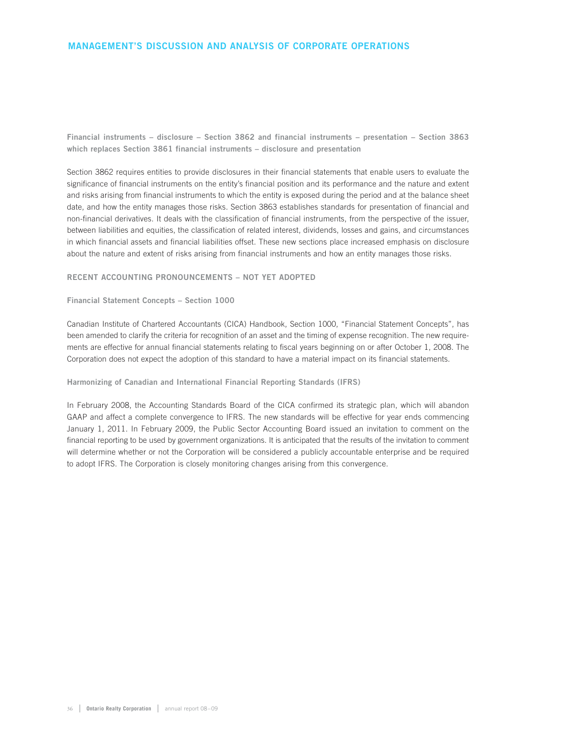**Financial instruments – disclosure – Section 3862 and financial instruments – presentation – Section 3863 which replaces Section 3861 financial instruments – disclosure and presentation**

Section 3862 requires entities to provide disclosures in their financial statements that enable users to evaluate the significance of financial instruments on the entity's financial position and its performance and the nature and extent and risks arising from financial instruments to which the entity is exposed during the period and at the balance sheet date, and how the entity manages those risks. Section 3863 establishes standards for presentation of financial and non-financial derivatives. It deals with the classification of financial instruments, from the perspective of the issuer, between liabilities and equities, the classification of related interest, dividends, losses and gains, and circumstances in which financial assets and financial liabilities offset. These new sections place increased emphasis on disclosure about the nature and extent of risks arising from financial instruments and how an entity manages those risks.

## RECENT ACCOUNTING PRONOUNCEMENTS – NOT YET ADOPTED

**Financial Statement Concepts – Section 1000**

Canadian Institute of Chartered Accountants (CICA) Handbook, Section 1000, "Financial Statement Concepts", has been amended to clarify the criteria for recognition of an asset and the timing of expense recognition. The new requirements are effective for annual financial statements relating to fiscal years beginning on or after October 1, 2008. The Corporation does not expect the adoption of this standard to have a material impact on its financial statements.

**Harmonizing of Canadian and International Financial Reporting Standards (IFRS)**

In February 2008, the Accounting Standards Board of the CICA confirmed its strategic plan, which will abandon GAAP and affect a complete convergence to IFRS. The new standards will be effective for year ends commencing January 1, 2011. In February 2009, the Public Sector Accounting Board issued an invitation to comment on the financial reporting to be used by government organizations. It is anticipated that the results of the invitation to comment will determine whether or not the Corporation will be considered a publicly accountable enterprise and be required to adopt IFRS. The Corporation is closely monitoring changes arising from this convergence.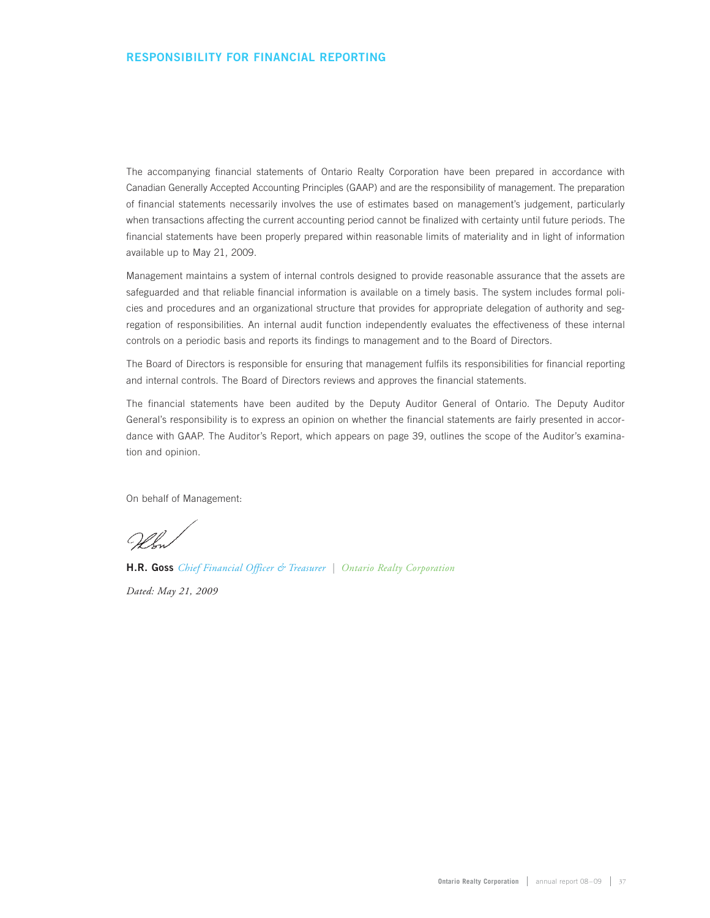## RESPONSIBILITY FOR FINANCIAL REPORTING

The accompanying financial statements of Ontario Realty Corporation have been prepared in accordance with Canadian Generally Accepted Accounting Principles (GAAP) and are the responsibility of management. The preparation of financial statements necessarily involves the use of estimates based on management's judgement, particularly when transactions affecting the current accounting period cannot be finalized with certainty until future periods. The financial statements have been properly prepared within reasonable limits of materiality and in light of information available up to May 21, 2009.

Management maintains a system of internal controls designed to provide reasonable assurance that the assets are safeguarded and that reliable financial information is available on a timely basis. The system includes formal policies and procedures and an organizational structure that provides for appropriate delegation of authority and segregation of responsibilities. An internal audit function independently evaluates the effectiveness of these internal controls on a periodic basis and reports its findings to management and to the Board of Directors.

The Board of Directors is responsible for ensuring that management fulfils its responsibilities for financial reporting and internal controls. The Board of Directors reviews and approves the financial statements.

The financial statements have been audited by the Deputy Auditor General of Ontario. The Deputy Auditor General's responsibility is to express an opinion on whether the financial statements are fairly presented in accordance with GAAP. The Auditor's Report, which appears on page 39, outlines the scope of the Auditor's examination and opinion.

On behalf of Management:

**H.R. Goss** *Chief Financial Officer & Treasurer* | *Ontario Realty Corporation*

*Dated: May 21, 2009*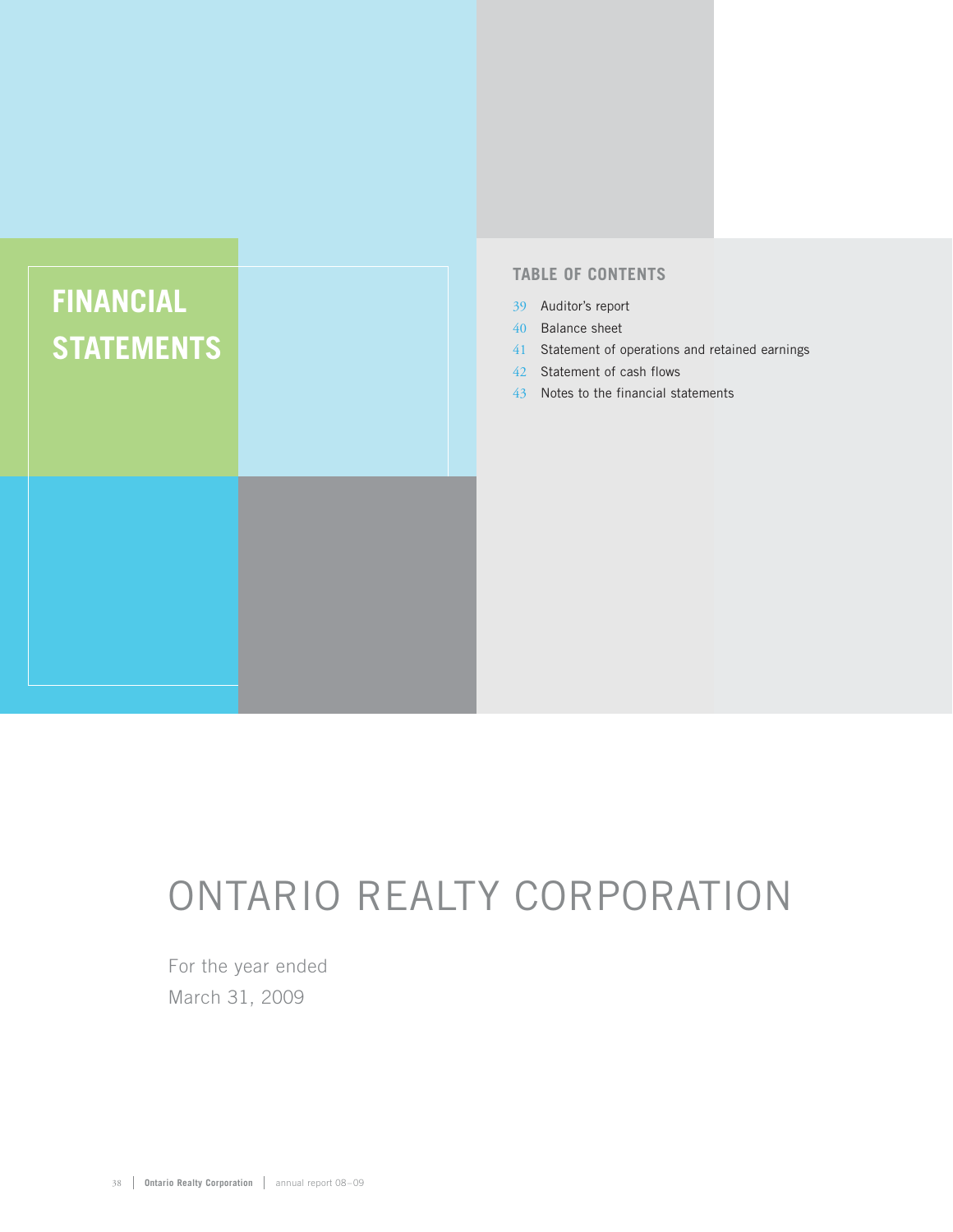# FINANCIAL STATEMENTS

## TABLE OF CONTENTS

- 39 Auditor's report
- 40 Balance sheet
- 41 Statement of operations and retained earnings
- 42 Statement of cash flows
- 43 Notes to the financial statements

# ONTARIO REALTY CORPORATION

For the year ended
March 31, 2009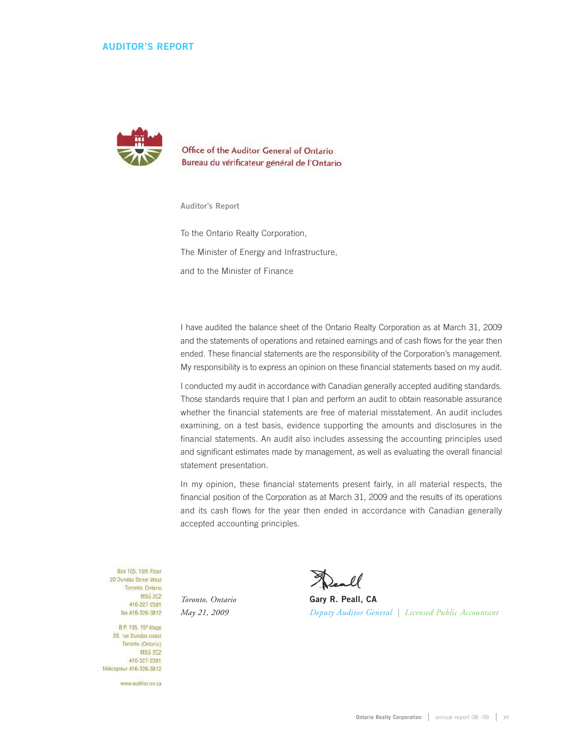## AUDITOR'S REPORT

Office of the Auditor General of Ontario
Bureau du vérificateur général de l'Ontario

**Auditor's Report**

To the Ontario Realty Corporation,

The Minister of Energy and Infrastructure,

and to the Minister of Finance

I have audited the balance sheet of the Ontario Realty Corporation as at March 31, 2009 and the statements of operations and retained earnings and of cash flows for the year then ended. These financial statements are the responsibility of the Corporation's management. My responsibility is to express an opinion on these financial statements based on my audit.

I conducted my audit in accordance with Canadian generally accepted auditing standards. Those standards require that I plan and perform an audit to obtain reasonable assurance whether the financial statements are free of material misstatement. An audit includes examining, on a test basis, evidence supporting the amounts and disclosures in the financial statements. An audit also includes assessing the accounting principles used and significant estimates made by management, as well as evaluating the overall financial statement presentation.

In my opinion, these financial statements present fairly, in all material respects, the financial position of the Corporation as at March 31, 2009 and the results of its operations and its cash flows for the year then ended in accordance with Canadian generally accepted accounting principles.

Box 105, 15th Floor
20 Dundas Street West
Toronto, Ontario
M5G 2C2
416-327-2381
fax 416-326-3812

B.P. 105, 15e étage
20, rue Dundas ouest
Toronto (Ontario)
M5G 2C2
416-327-2381
télécopieur 416-326-3812

www.auditor.on.ca

*Toronto, Ontario*
*May 21, 2009*

**Gary R. Peall, CA**
*Deputy Auditor General | Licensed Public Accountant*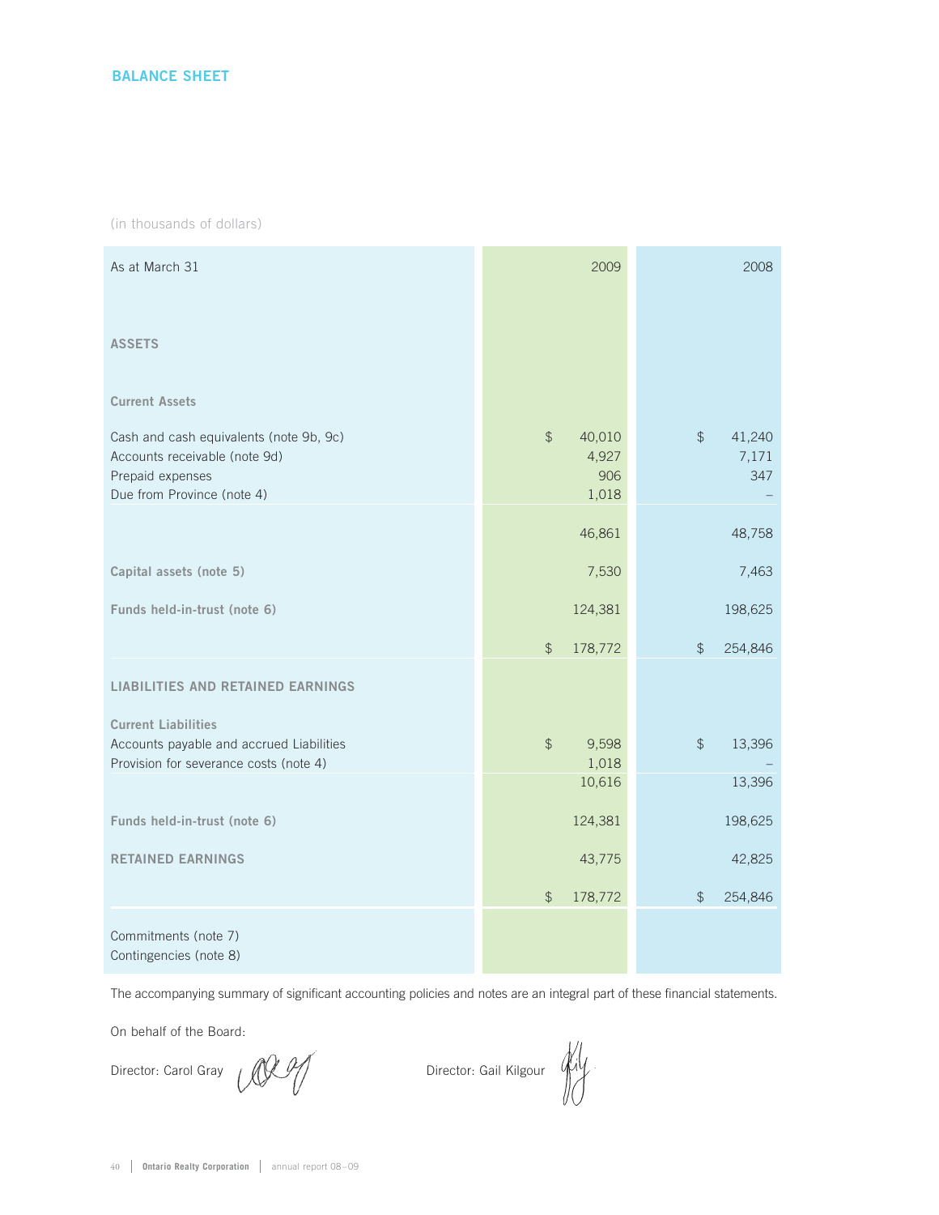## BALANCE SHEET

(in thousands of dollars)

| As at March 31 | 2009 | 2008 |
|---|---|---|
| **ASSETS** | | |
| **Current Assets** | | |
| Cash and cash equivalents (note 9b, 9c) | $ 40,010 | $ 41,240 |
| Accounts receivable (note 9d) | 4,927 | 7,171 |
| Prepaid expenses | 906 | 347 |
| Due from Province (note 4) | 1,018 | – |
| | 46,861 | 48,758 |
| **Capital assets (note 5)** | 7,530 | 7,463 |
| **Funds held-in-trust (note 6)** | 124,381 | 198,625 |
| | $ 178,772 | $ 254,846 |
| **LIABILITIES AND RETAINED EARNINGS** | | |
| **Current Liabilities** | | |
| Accounts payable and accrued Liabilities | $ 9,598 | $ 13,396 |
| Provision for severance costs (note 4) | 1,018 | – |
| | 10,616 | 13,396 |
| **Funds held-in-trust (note 6)** | 124,381 | 198,625 |
| **RETAINED EARNINGS** | 43,775 | 42,825 |
| | $ 178,772 | $ 254,846 |
| Commitments (note 7) | | |
| Contingencies (note 8) | | |

The accompanying summary of significant accounting policies and notes are an integral part of these financial statements.

On behalf of the Board:

Director: Carol Gray

Director: Gail Kilgour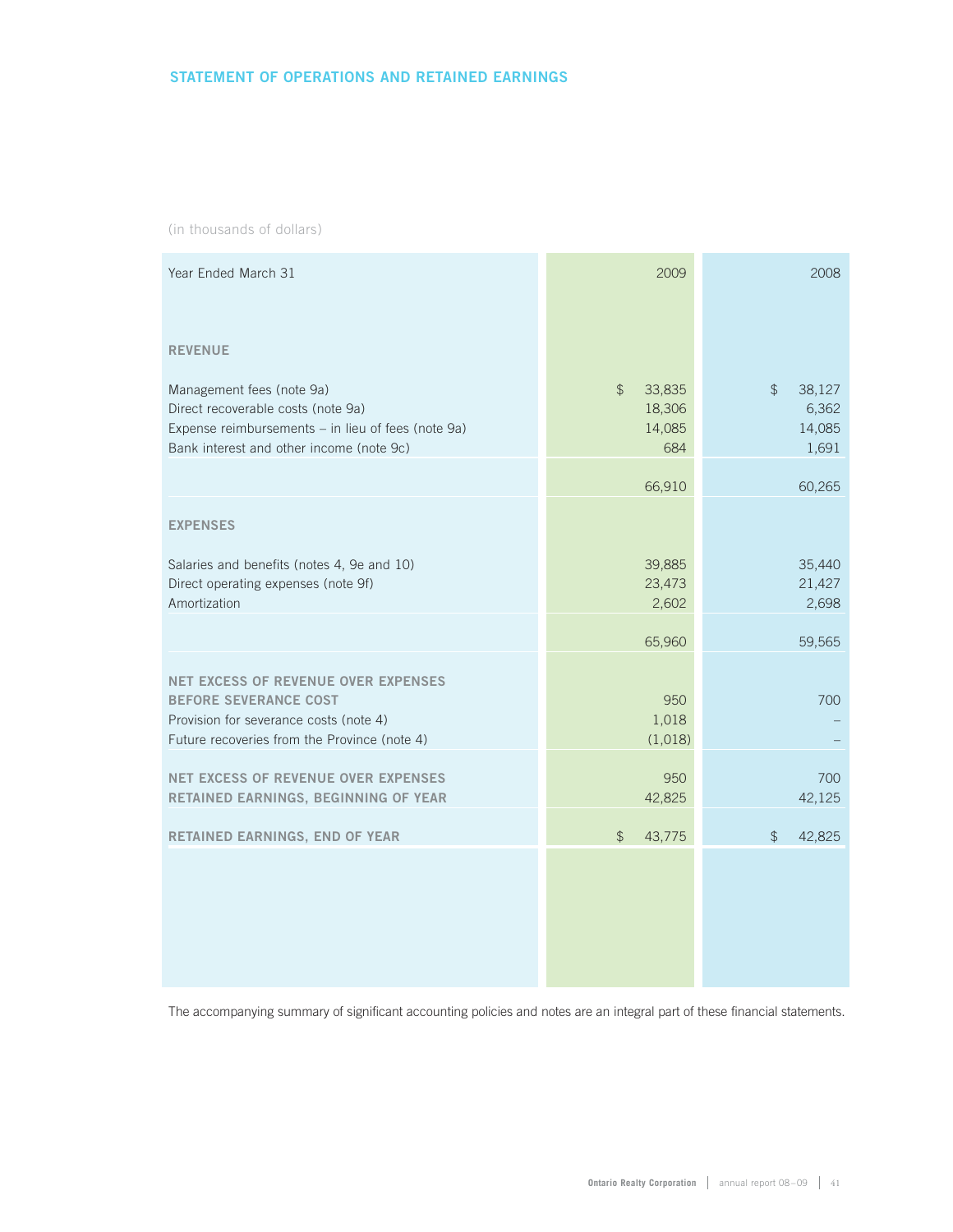## STATEMENT OF OPERATIONS AND RETAINED EARNINGS

(in thousands of dollars)

| Year Ended March 31 | 2009 | 2008 |
|---|---|---|
| **REVENUE** | | |
| Management fees (note 9a) | $ 33,835 | $ 38,127 |
| Direct recoverable costs (note 9a) | 18,306 | 6,362 |
| Expense reimbursements – in lieu of fees (note 9a) | 14,085 | 14,085 |
| Bank interest and other income (note 9c) | 684 | 1,691 |
| | 66,910 | 60,265 |
| **EXPENSES** | | |
| Salaries and benefits (notes 4, 9e and 10) | 39,885 | 35,440 |
| Direct operating expenses (note 9f) | 23,473 | 21,427 |
| Amortization | 2,602 | 2,698 |
| | 65,960 | 59,565 |
| **NET EXCESS OF REVENUE OVER EXPENSES BEFORE SEVERANCE COST** | 950 | 700 |
| Provision for severance costs (note 4) | 1,018 | – |
| Future recoveries from the Province (note 4) | (1,018) | – |
| **NET EXCESS OF REVENUE OVER EXPENSES** | 950 | 700 |
| **RETAINED EARNINGS, BEGINNING OF YEAR** | 42,825 | 42,125 |
| **RETAINED EARNINGS, END OF YEAR** | $ 43,775 | $ 42,825 |

The accompanying summary of significant accounting policies and notes are an integral part of these financial statements.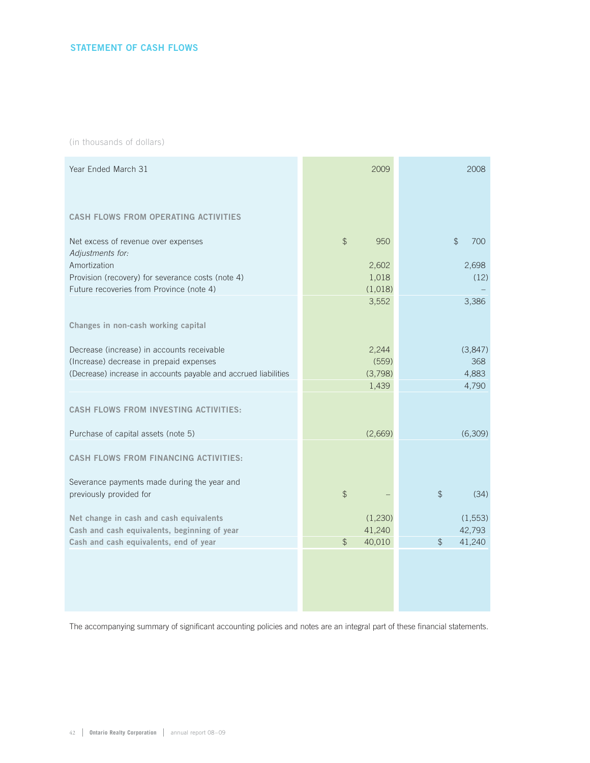## STATEMENT OF CASH FLOWS

(in thousands of dollars)

| Year Ended March 31 | 2009 | 2008 |
|---|---|---|
| **CASH FLOWS FROM OPERATING ACTIVITIES** | | |
| Net excess of revenue over expenses | $ 950 | $ 700 |
| *Adjustments for:* | | |
| Amortization | 2,602 | 2,698 |
| Provision (recovery) for severance costs (note 4) | 1,018 | (12) |
| Future recoveries from Province (note 4) | (1,018) | – |
| | 3,552 | 3,386 |
| **Changes in non-cash working capital** | | |
| Decrease (increase) in accounts receivable | 2,244 | (3,847) |
| (Increase) decrease in prepaid expenses | (559) | 368 |
| (Decrease) increase in accounts payable and accrued liabilities | (3,798) | 4,883 |
| | 1,439 | 4,790 |
| **CASH FLOWS FROM INVESTING ACTIVITIES:** | | |
| Purchase of capital assets (note 5) | (2,669) | (6,309) |
| **CASH FLOWS FROM FINANCING ACTIVITIES:** | | |
| Severance payments made during the year and previously provided for | $ – | $ (34) |
| **Net change in cash and cash equivalents** | (1,230) | (1,553) |
| **Cash and cash equivalents, beginning of year** | 41,240 | 42,793 |
| **Cash and cash equivalents, end of year** | $ 40,010 | $ 41,240 |

The accompanying summary of significant accounting policies and notes are an integral part of these financial statements.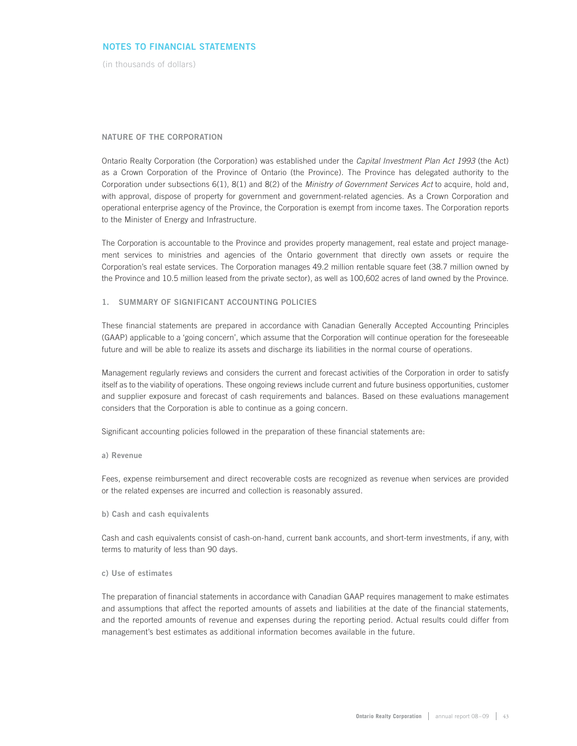## NOTES TO FINANCIAL STATEMENTS

(in thousands of dollars)

### NATURE OF THE CORPORATION

Ontario Realty Corporation (the Corporation) was established under the *Capital Investment Plan Act 1993* (the Act) as a Crown Corporation of the Province of Ontario (the Province). The Province has delegated authority to the Corporation under subsections 6(1), 8(1) and 8(2) of the *Ministry of Government Services Act* to acquire, hold and, with approval, dispose of property for government and government-related agencies. As a Crown Corporation and operational enterprise agency of the Province, the Corporation is exempt from income taxes. The Corporation reports to the Minister of Energy and Infrastructure.

The Corporation is accountable to the Province and provides property management, real estate and project management services to ministries and agencies of the Ontario government that directly own assets or require the Corporation's real estate services. The Corporation manages 49.2 million rentable square feet (38.7 million owned by the Province and 10.5 million leased from the private sector), as well as 100,602 acres of land owned by the Province.

### 1. SUMMARY OF SIGNIFICANT ACCOUNTING POLICIES

These financial statements are prepared in accordance with Canadian Generally Accepted Accounting Principles (GAAP) applicable to a 'going concern', which assume that the Corporation will continue operation for the foreseeable future and will be able to realize its assets and discharge its liabilities in the normal course of operations.

Management regularly reviews and considers the current and forecast activities of the Corporation in order to satisfy itself as to the viability of operations. These ongoing reviews include current and future business opportunities, customer and supplier exposure and forecast of cash requirements and balances. Based on these evaluations management considers that the Corporation is able to continue as a going concern.

Significant accounting policies followed in the preparation of these financial statements are:

#### a) Revenue

Fees, expense reimbursement and direct recoverable costs are recognized as revenue when services are provided or the related expenses are incurred and collection is reasonably assured.

#### b) Cash and cash equivalents

Cash and cash equivalents consist of cash-on-hand, current bank accounts, and short-term investments, if any, with terms to maturity of less than 90 days.

#### c) Use of estimates

The preparation of financial statements in accordance with Canadian GAAP requires management to make estimates and assumptions that affect the reported amounts of assets and liabilities at the date of the financial statements, and the reported amounts of revenue and expenses during the reporting period. Actual results could differ from management's best estimates as additional information becomes available in the future.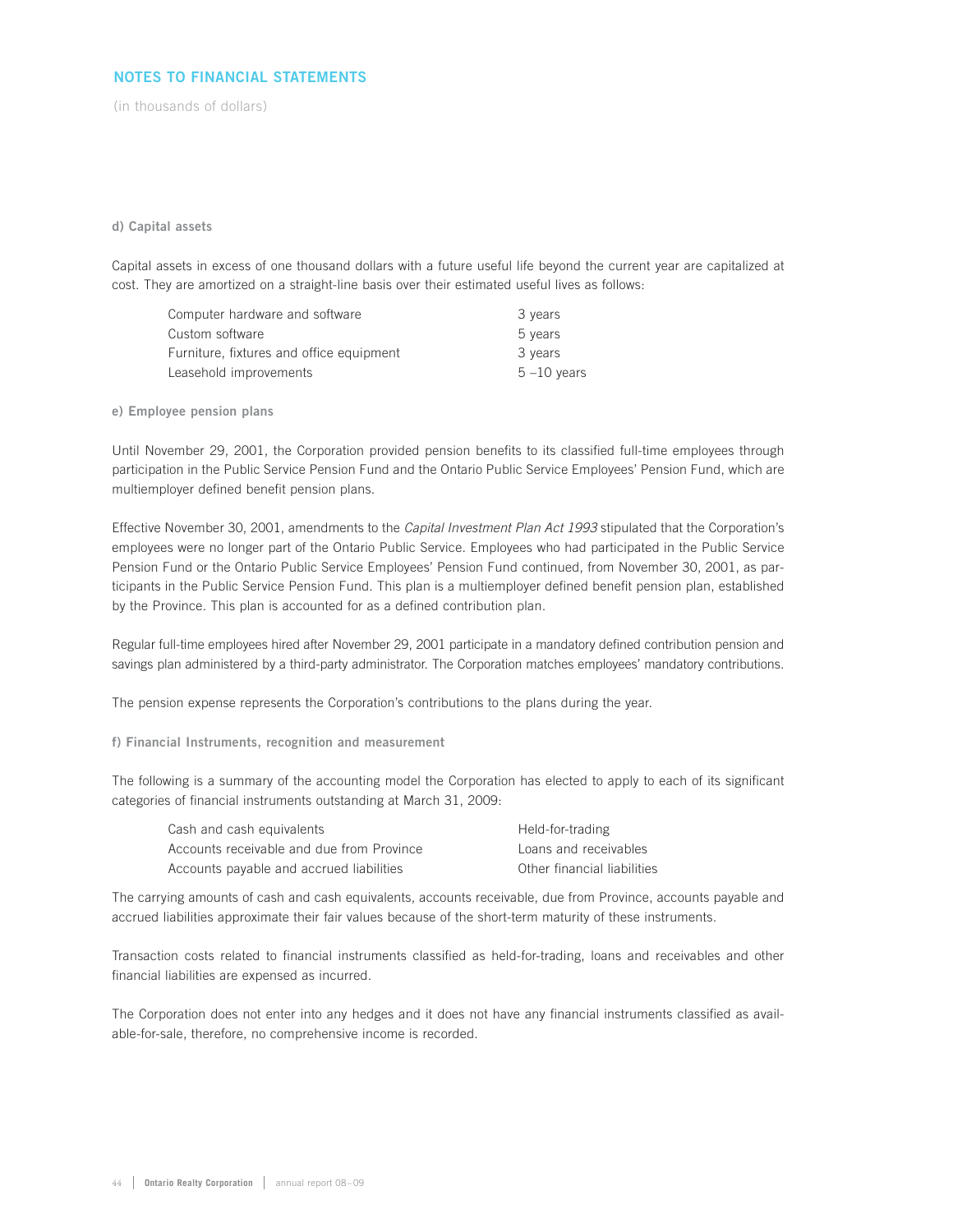## NOTES TO FINANCIAL STATEMENTS

(in thousands of dollars)

**d) Capital assets**

Capital assets in excess of one thousand dollars with a future useful life beyond the current year are capitalized at cost. They are amortized on a straight-line basis over their estimated useful lives as follows:

| | |
|---|---|
| Computer hardware and software | 3 years |
| Custom software | 5 years |
| Furniture, fixtures and office equipment | 3 years |
| Leasehold improvements | 5 –10 years |

**e) Employee pension plans**

Until November 29, 2001, the Corporation provided pension benefits to its classified full-time employees through participation in the Public Service Pension Fund and the Ontario Public Service Employees' Pension Fund, which are multiemployer defined benefit pension plans.

Effective November 30, 2001, amendments to the *Capital Investment Plan Act 1993* stipulated that the Corporation's employees were no longer part of the Ontario Public Service. Employees who had participated in the Public Service Pension Fund or the Ontario Public Service Employees' Pension Fund continued, from November 30, 2001, as participants in the Public Service Pension Fund. This plan is a multiemployer defined benefit pension plan, established by the Province. This plan is accounted for as a defined contribution plan.

Regular full-time employees hired after November 29, 2001 participate in a mandatory defined contribution pension and savings plan administered by a third-party administrator. The Corporation matches employees' mandatory contributions.

The pension expense represents the Corporation's contributions to the plans during the year.

**f) Financial Instruments, recognition and measurement**

The following is a summary of the accounting model the Corporation has elected to apply to each of its significant categories of financial instruments outstanding at March 31, 2009:

| | |
|---|---|
| Cash and cash equivalents | Held-for-trading |
| Accounts receivable and due from Province | Loans and receivables |
| Accounts payable and accrued liabilities | Other financial liabilities |

The carrying amounts of cash and cash equivalents, accounts receivable, due from Province, accounts payable and accrued liabilities approximate their fair values because of the short-term maturity of these instruments.

Transaction costs related to financial instruments classified as held-for-trading, loans and receivables and other financial liabilities are expensed as incurred.

The Corporation does not enter into any hedges and it does not have any financial instruments classified as available-for-sale, therefore, no comprehensive income is recorded.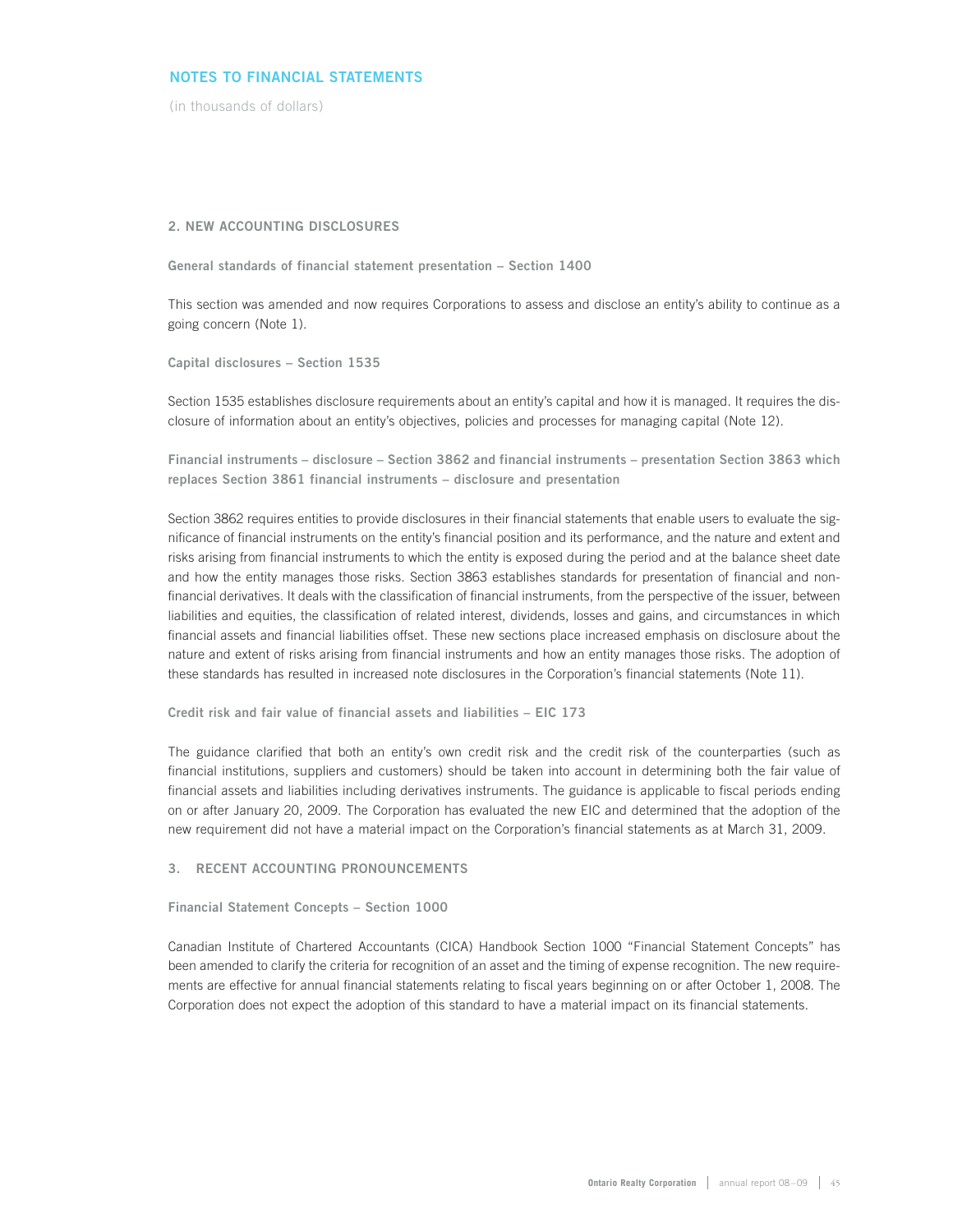## NOTES TO FINANCIAL STATEMENTS

(in thousands of dollars)

### 2. NEW ACCOUNTING DISCLOSURES

**General standards of financial statement presentation – Section 1400**

This section was amended and now requires Corporations to assess and disclose an entity's ability to continue as a going concern (Note 1).

**Capital disclosures – Section 1535**

Section 1535 establishes disclosure requirements about an entity's capital and how it is managed. It requires the disclosure of information about an entity's objectives, policies and processes for managing capital (Note 12).

**Financial instruments – disclosure – Section 3862 and financial instruments – presentation Section 3863 which replaces Section 3861 financial instruments – disclosure and presentation**

Section 3862 requires entities to provide disclosures in their financial statements that enable users to evaluate the significance of financial instruments on the entity's financial position and its performance, and the nature and extent and risks arising from financial instruments to which the entity is exposed during the period and at the balance sheet date and how the entity manages those risks. Section 3863 establishes standards for presentation of financial and non-financial derivatives. It deals with the classification of financial instruments, from the perspective of the issuer, between liabilities and equities, the classification of related interest, dividends, losses and gains, and circumstances in which financial assets and financial liabilities offset. These new sections place increased emphasis on disclosure about the nature and extent of risks arising from financial instruments and how an entity manages those risks. The adoption of these standards has resulted in increased note disclosures in the Corporation's financial statements (Note 11).

**Credit risk and fair value of financial assets and liabilities – EIC 173**

The guidance clarified that both an entity's own credit risk and the credit risk of the counterparties (such as financial institutions, suppliers and customers) should be taken into account in determining both the fair value of financial assets and liabilities including derivatives instruments. The guidance is applicable to fiscal periods ending on or after January 20, 2009. The Corporation has evaluated the new EIC and determined that the adoption of the new requirement did not have a material impact on the Corporation's financial statements as at March 31, 2009.

### 3. RECENT ACCOUNTING PRONOUNCEMENTS

**Financial Statement Concepts – Section 1000**

Canadian Institute of Chartered Accountants (CICA) Handbook Section 1000 "Financial Statement Concepts" has been amended to clarify the criteria for recognition of an asset and the timing of expense recognition. The new requirements are effective for annual financial statements relating to fiscal years beginning on or after October 1, 2008. The Corporation does not expect the adoption of this standard to have a material impact on its financial statements.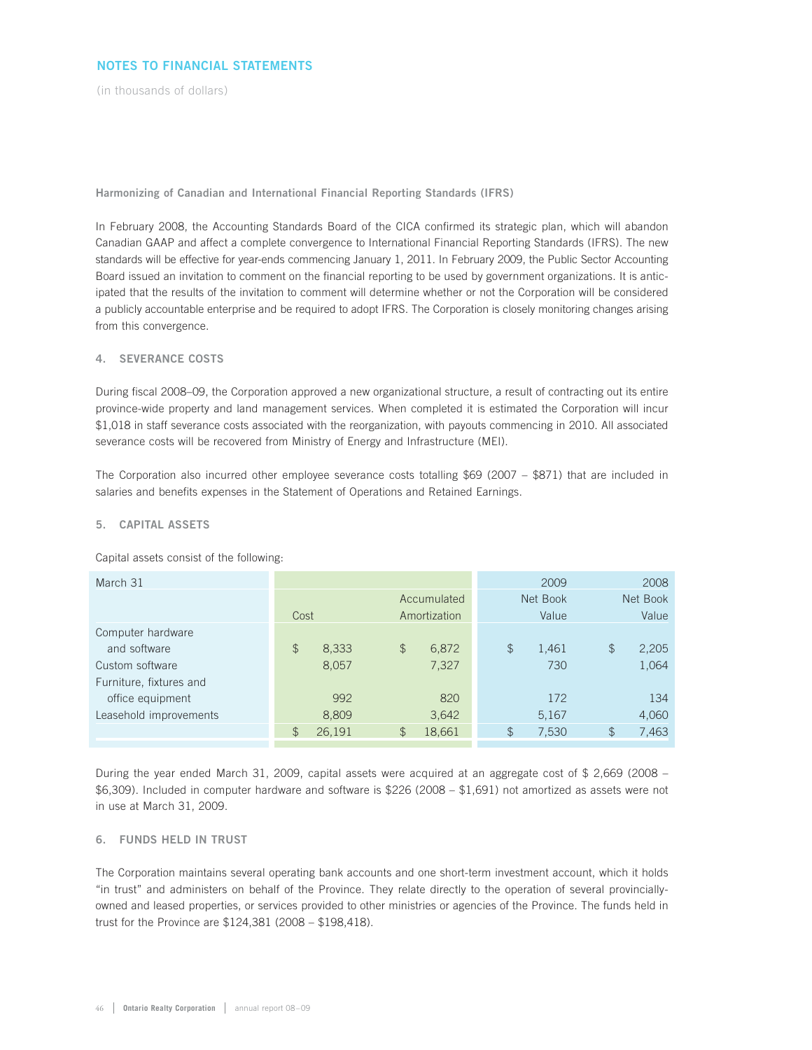## NOTES TO FINANCIAL STATEMENTS

(in thousands of dollars)

### Harmonizing of Canadian and International Financial Reporting Standards (IFRS)

In February 2008, the Accounting Standards Board of the CICA confirmed its strategic plan, which will abandon Canadian GAAP and affect a complete convergence to International Financial Reporting Standards (IFRS). The new standards will be effective for year-ends commencing January 1, 2011. In February 2009, the Public Sector Accounting Board issued an invitation to comment on the financial reporting to be used by government organizations. It is anticipated that the results of the invitation to comment will determine whether or not the Corporation will be considered a publicly accountable enterprise and be required to adopt IFRS. The Corporation is closely monitoring changes arising from this convergence.

### 4. SEVERANCE COSTS

During fiscal 2008–09, the Corporation approved a new organizational structure, a result of contracting out its entire province-wide property and land management services. When completed it is estimated the Corporation will incur $1,018 in staff severance costs associated with the reorganization, with payouts commencing in 2010. All associated severance costs will be recovered from Ministry of Energy and Infrastructure (MEI).

The Corporation also incurred other employee severance costs totalling $69 (2007 – $871) that are included in salaries and benefits expenses in the Statement of Operations and Retained Earnings.

### 5. CAPITAL ASSETS

Capital assets consist of the following:

| March 31 | Cost | Accumulated Amortization | 2009 Net Book Value | 2008 Net Book Value |
|---|---|---|---|---|
| Computer hardware and software | $ 8,333 | $ 6,872 | $ 1,461 | $ 2,205 |
| Custom software | 8,057 | 7,327 | 730 | 1,064 |
| Furniture, fixtures and office equipment | 992 | 820 | 172 | 134 |
| Leasehold improvements | 8,809 | 3,642 | 5,167 | 4,060 |
| | $ 26,191 | $ 18,661 | $ 7,530 | $ 7,463 |

During the year ended March 31, 2009, capital assets were acquired at an aggregate cost of $ 2,669 (2008 – $6,309). Included in computer hardware and software is $226 (2008 – $1,691) not amortized as assets were not in use at March 31, 2009.

### 6. FUNDS HELD IN TRUST

The Corporation maintains several operating bank accounts and one short-term investment account, which it holds "in trust" and administers on behalf of the Province. They relate directly to the operation of several provincially-owned and leased properties, or services provided to other ministries or agencies of the Province. The funds held in trust for the Province are $124,381 (2008 – $198,418).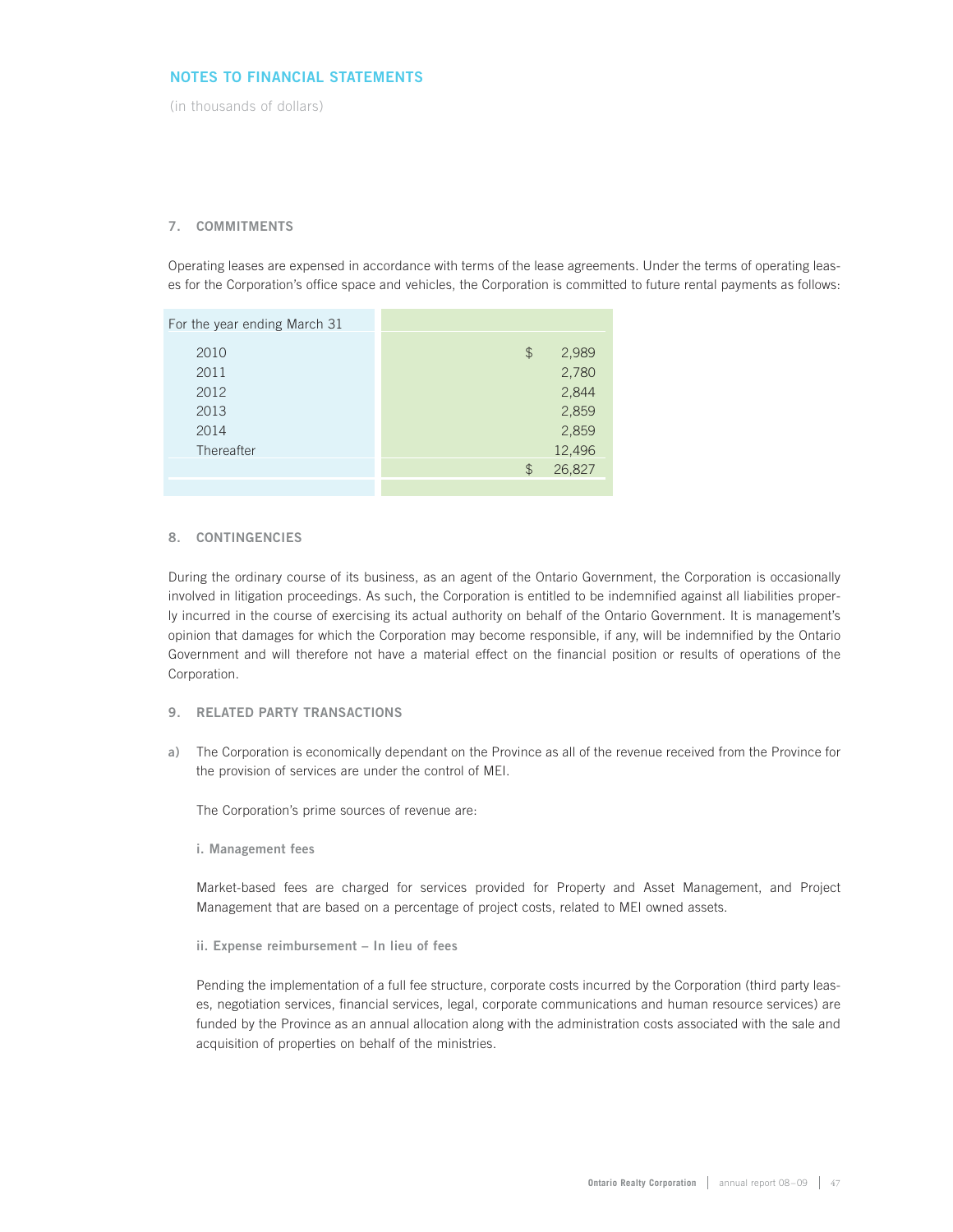## NOTES TO FINANCIAL STATEMENTS

(in thousands of dollars)

### 7. COMMITMENTS

Operating leases are expensed in accordance with terms of the lease agreements. Under the terms of operating leases for the Corporation's office space and vehicles, the Corporation is committed to future rental payments as follows:

| For the year ending March 31 | |
|---|---|
| 2010 | $ 2,989 |
| 2011 | 2,780 |
| 2012 | 2,844 |
| 2013 | 2,859 |
| 2014 | 2,859 |
| Thereafter | 12,496 |
| | $ 26,827 |

### 8. CONTINGENCIES

During the ordinary course of its business, as an agent of the Ontario Government, the Corporation is occasionally involved in litigation proceedings. As such, the Corporation is entitled to be indemnified against all liabilities properly incurred in the course of exercising its actual authority on behalf of the Ontario Government. It is management's opinion that damages for which the Corporation may become responsible, if any, will be indemnified by the Ontario Government and will therefore not have a material effect on the financial position or results of operations of the Corporation.

### 9. RELATED PARTY TRANSACTIONS

a) The Corporation is economically dependant on the Province as all of the revenue received from the Province for the provision of services are under the control of MEI.

The Corporation's prime sources of revenue are:

**i. Management fees**

Market-based fees are charged for services provided for Property and Asset Management, and Project Management that are based on a percentage of project costs, related to MEI owned assets.

**ii. Expense reimbursement – In lieu of fees**

Pending the implementation of a full fee structure, corporate costs incurred by the Corporation (third party leases, negotiation services, financial services, legal, corporate communications and human resource services) are funded by the Province as an annual allocation along with the administration costs associated with the sale and acquisition of properties on behalf of the ministries.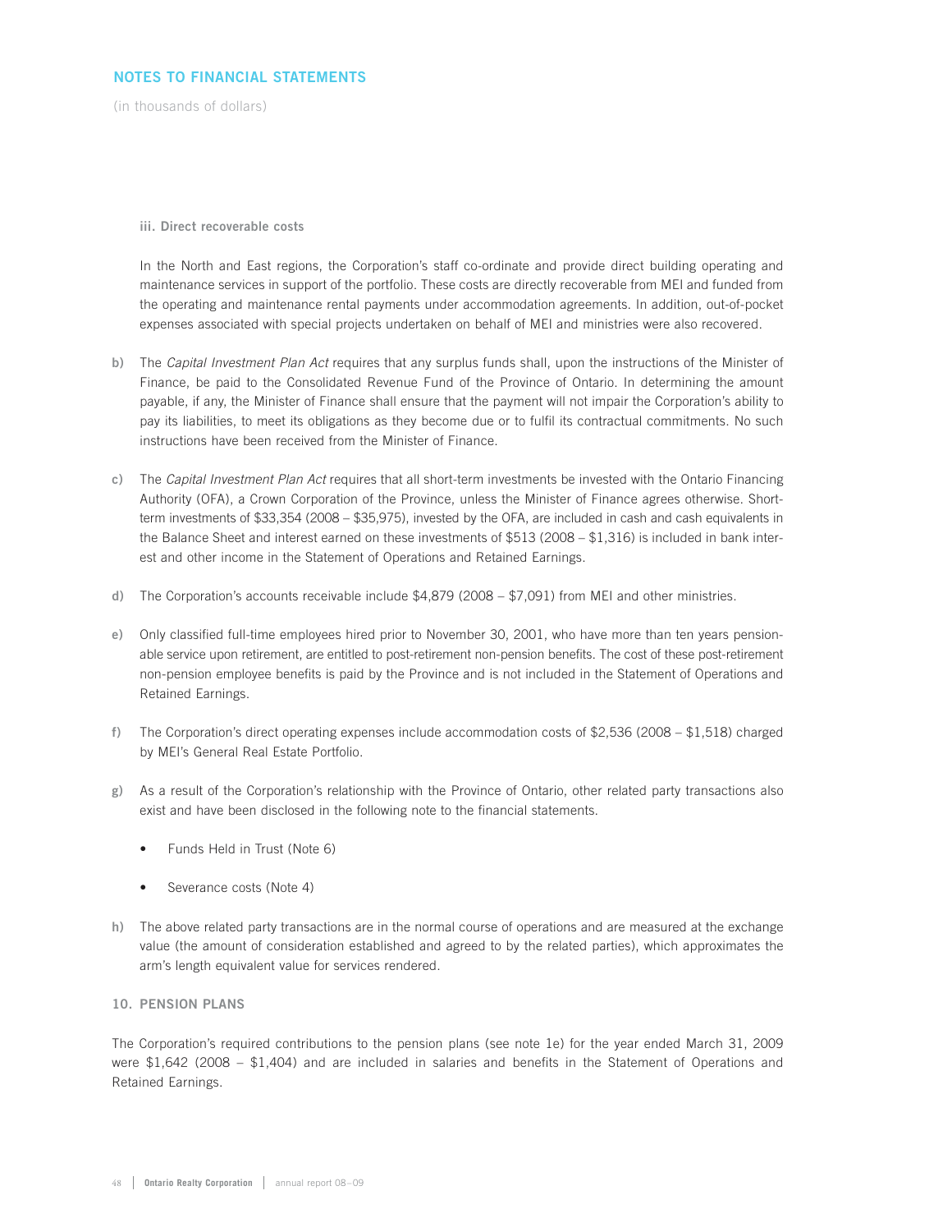## NOTES TO FINANCIAL STATEMENTS

(in thousands of dollars)

**iii. Direct recoverable costs**

In the North and East regions, the Corporation's staff co-ordinate and provide direct building operating and maintenance services in support of the portfolio. These costs are directly recoverable from MEI and funded from the operating and maintenance rental payments under accommodation agreements. In addition, out-of-pocket expenses associated with special projects undertaken on behalf of MEI and ministries were also recovered.

**b)** The *Capital Investment Plan Act* requires that any surplus funds shall, upon the instructions of the Minister of Finance, be paid to the Consolidated Revenue Fund of the Province of Ontario. In determining the amount payable, if any, the Minister of Finance shall ensure that the payment will not impair the Corporation's ability to pay its liabilities, to meet its obligations as they become due or to fulfil its contractual commitments. No such instructions have been received from the Minister of Finance.

**c)** The *Capital Investment Plan Act* requires that all short-term investments be invested with the Ontario Financing Authority (OFA), a Crown Corporation of the Province, unless the Minister of Finance agrees otherwise. Short-term investments of $33,354 (2008 – $35,975), invested by the OFA, are included in cash and cash equivalents in the Balance Sheet and interest earned on these investments of $513 (2008 – $1,316) is included in bank interest and other income in the Statement of Operations and Retained Earnings.

**d)** The Corporation's accounts receivable include $4,879 (2008 – $7,091) from MEI and other ministries.

**e)** Only classified full-time employees hired prior to November 30, 2001, who have more than ten years pensionable service upon retirement, are entitled to post-retirement non-pension benefits. The cost of these post-retirement non-pension employee benefits is paid by the Province and is not included in the Statement of Operations and Retained Earnings.

**f)** The Corporation's direct operating expenses include accommodation costs of $2,536 (2008 – $1,518) charged by MEI's General Real Estate Portfolio.

**g)** As a result of the Corporation's relationship with the Province of Ontario, other related party transactions also exist and have been disclosed in the following note to the financial statements.

- Funds Held in Trust (Note 6)
- Severance costs (Note 4)

**h)** The above related party transactions are in the normal course of operations and are measured at the exchange value (the amount of consideration established and agreed to by the related parties), which approximates the arm's length equivalent value for services rendered.

### 10. PENSION PLANS

The Corporation's required contributions to the pension plans (see note 1e) for the year ended March 31, 2009 were $1,642 (2008 – $1,404) and are included in salaries and benefits in the Statement of Operations and Retained Earnings.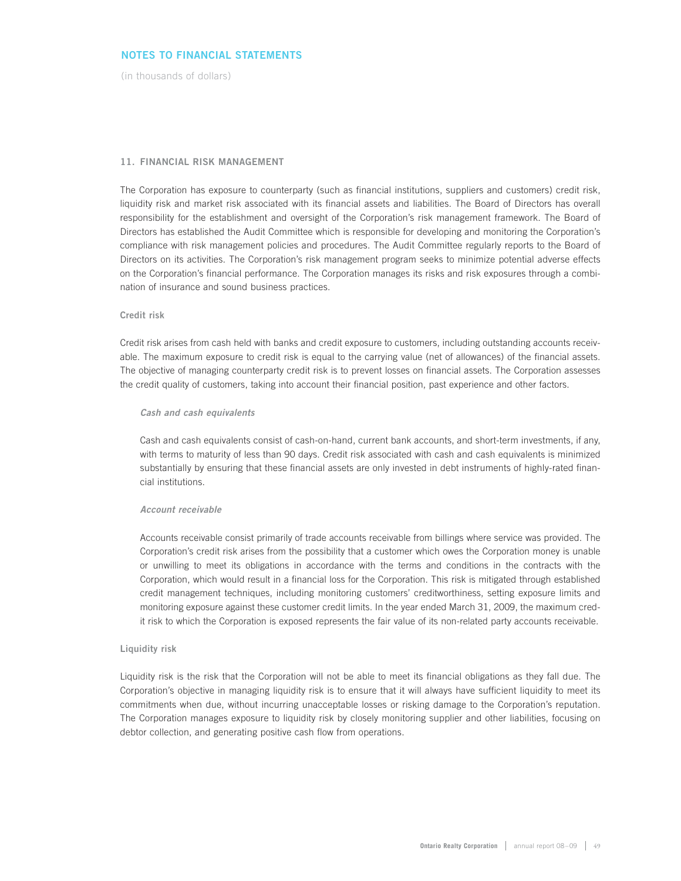## NOTES TO FINANCIAL STATEMENTS

(in thousands of dollars)

### 11. FINANCIAL RISK MANAGEMENT

The Corporation has exposure to counterparty (such as financial institutions, suppliers and customers) credit risk, liquidity risk and market risk associated with its financial assets and liabilities. The Board of Directors has overall responsibility for the establishment and oversight of the Corporation's risk management framework. The Board of Directors has established the Audit Committee which is responsible for developing and monitoring the Corporation's compliance with risk management policies and procedures. The Audit Committee regularly reports to the Board of Directors on its activities. The Corporation's risk management program seeks to minimize potential adverse effects on the Corporation's financial performance. The Corporation manages its risks and risk exposures through a combination of insurance and sound business practices.

#### Credit risk

Credit risk arises from cash held with banks and credit exposure to customers, including outstanding accounts receivable. The maximum exposure to credit risk is equal to the carrying value (net of allowances) of the financial assets. The objective of managing counterparty credit risk is to prevent losses on financial assets. The Corporation assesses the credit quality of customers, taking into account their financial position, past experience and other factors.

*Cash and cash equivalents*

Cash and cash equivalents consist of cash-on-hand, current bank accounts, and short-term investments, if any, with terms to maturity of less than 90 days. Credit risk associated with cash and cash equivalents is minimized substantially by ensuring that these financial assets are only invested in debt instruments of highly-rated financial institutions.

*Account receivable*

Accounts receivable consist primarily of trade accounts receivable from billings where service was provided. The Corporation's credit risk arises from the possibility that a customer which owes the Corporation money is unable or unwilling to meet its obligations in accordance with the terms and conditions in the contracts with the Corporation, which would result in a financial loss for the Corporation. This risk is mitigated through established credit management techniques, including monitoring customers' creditworthiness, setting exposure limits and monitoring exposure against these customer credit limits. In the year ended March 31, 2009, the maximum credit risk to which the Corporation is exposed represents the fair value of its non-related party accounts receivable.

#### Liquidity risk

Liquidity risk is the risk that the Corporation will not be able to meet its financial obligations as they fall due. The Corporation's objective in managing liquidity risk is to ensure that it will always have sufficient liquidity to meet its commitments when due, without incurring unacceptable losses or risking damage to the Corporation's reputation. The Corporation manages exposure to liquidity risk by closely monitoring supplier and other liabilities, focusing on debtor collection, and generating positive cash flow from operations.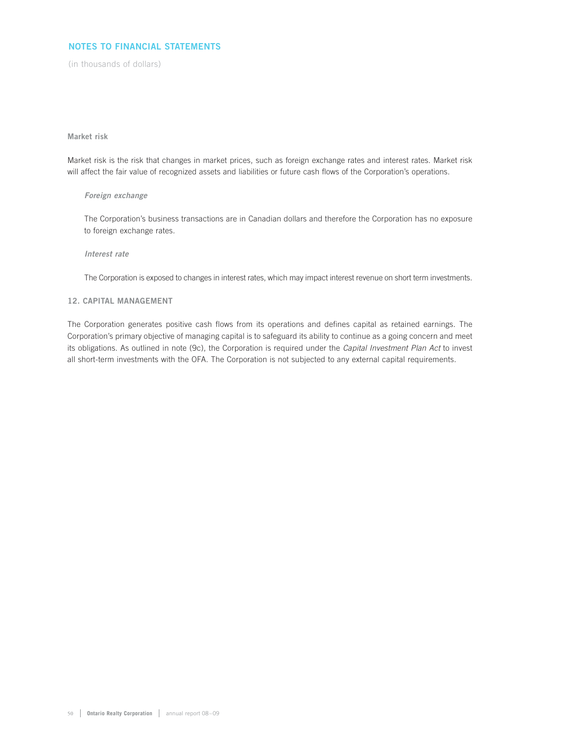## NOTES TO FINANCIAL STATEMENTS

(in thousands of dollars)

**Market risk**

Market risk is the risk that changes in market prices, such as foreign exchange rates and interest rates. Market risk will affect the fair value of recognized assets and liabilities or future cash flows of the Corporation's operations.

***Foreign exchange***

The Corporation's business transactions are in Canadian dollars and therefore the Corporation has no exposure to foreign exchange rates.

***Interest rate***

The Corporation is exposed to changes in interest rates, which may impact interest revenue on short term investments.

### 12. CAPITAL MANAGEMENT

The Corporation generates positive cash flows from its operations and defines capital as retained earnings. The Corporation's primary objective of managing capital is to safeguard its ability to continue as a going concern and meet its obligations. As outlined in note (9c), the Corporation is required under the *Capital Investment Plan Act* to invest all short-term investments with the OFA. The Corporation is not subjected to any external capital requirements.